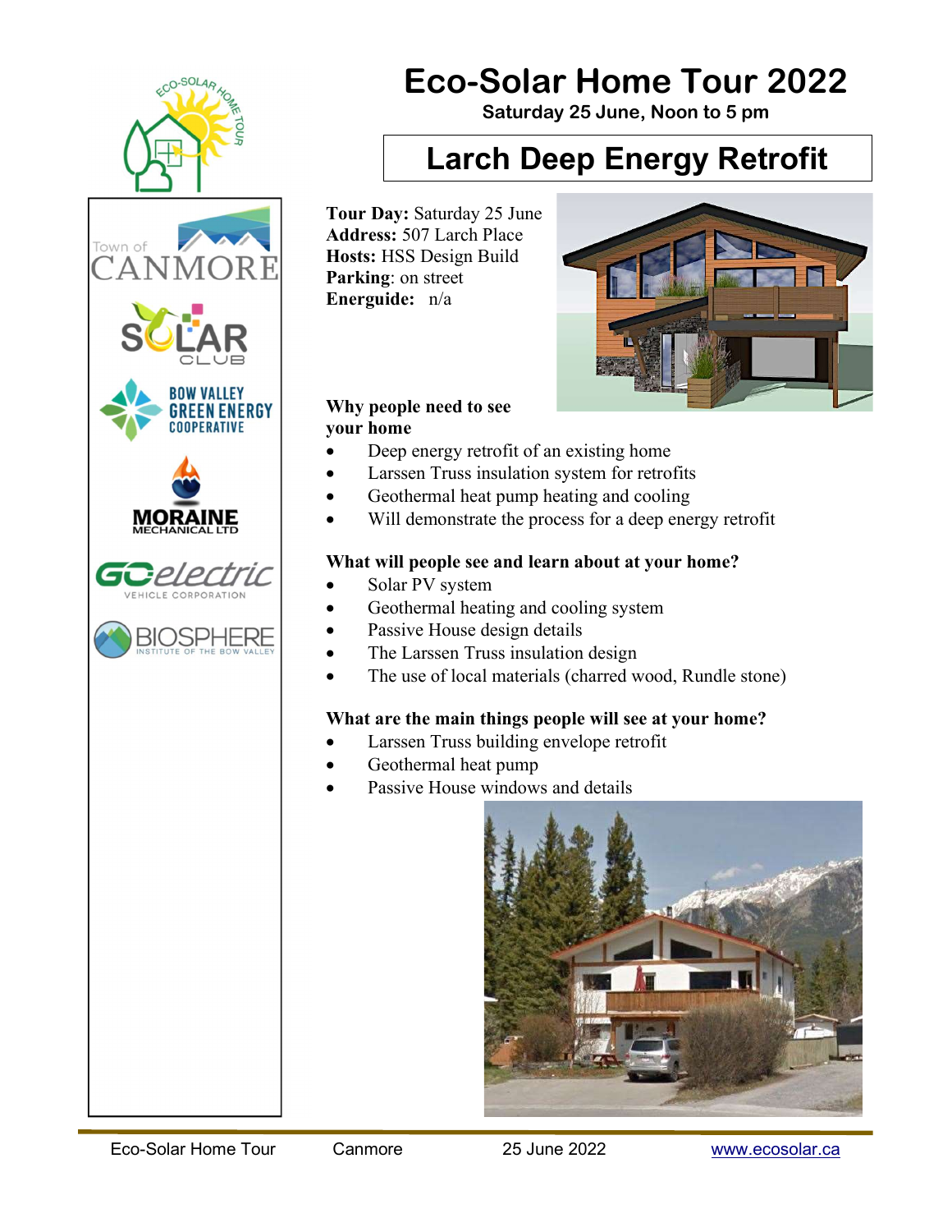# Eco-Solar Home Tour 2022

**Saturday 25 June, Noon to 5 pm**

## Larch Deep Energy Retrofit

**Tour Day:** Saturday 25 June
**Address:** 507 Larch Place
**Hosts:** HSS Design Build
**Parking**: on street
**Energuide:** n/a

### Why people need to see your home

- Deep energy retrofit of an existing home
- Larssen Truss insulation system for retrofits
- Geothermal heat pump heating and cooling
- Will demonstrate the process for a deep energy retrofit

### What will people see and learn about at your home?

- Solar PV system
- Geothermal heating and cooling system
- Passive House design details
- The Larssen Truss insulation design
- The use of local materials (charred wood, Rundle stone)

### What are the main things people will see at your home?

- Larssen Truss building envelope retrofit
- Geothermal heat pump
- Passive House windows and details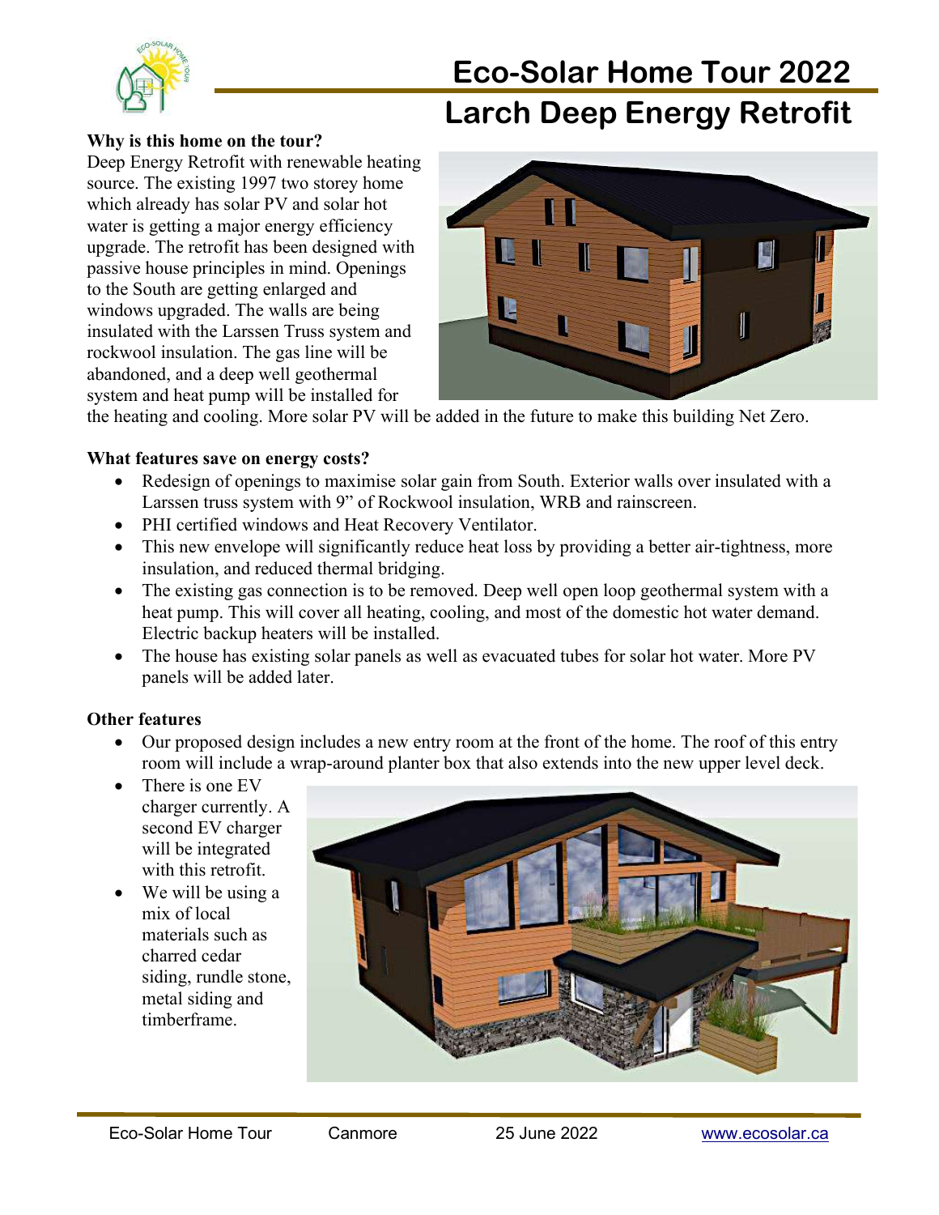# Eco-Solar Home Tour 2022

## Larch Deep Energy Retrofit

**Why is this home on the tour?**

Deep Energy Retrofit with renewable heating source. The existing 1997 two storey home which already has solar PV and solar hot water is getting a major energy efficiency upgrade. The retrofit has been designed with passive house principles in mind. Openings to the South are getting enlarged and windows upgraded. The walls are being insulated with the Larssen Truss system and rockwool insulation. The gas line will be abandoned, and a deep well geothermal system and heat pump will be installed for the heating and cooling. More solar PV will be added in the future to make this building Net Zero.

**What features save on energy costs?**

- Redesign of openings to maximise solar gain from South. Exterior walls over insulated with a Larssen truss system with 9" of Rockwool insulation, WRB and rainscreen.
- PHI certified windows and Heat Recovery Ventilator.
- This new envelope will significantly reduce heat loss by providing a better air-tightness, more insulation, and reduced thermal bridging.
- The existing gas connection is to be removed. Deep well open loop geothermal system with a heat pump. This will cover all heating, cooling, and most of the domestic hot water demand. Electric backup heaters will be installed.
- The house has existing solar panels as well as evacuated tubes for solar hot water. More PV panels will be added later.

**Other features**

- Our proposed design includes a new entry room at the front of the home. The roof of this entry room will include a wrap-around planter box that also extends into the new upper level deck.
- There is one EV charger currently. A second EV charger will be integrated with this retrofit.
- We will be using a mix of local materials such as charred cedar siding, rundle stone, metal siding and timberframe.

Eco-Solar Home Tour Canmore 25 June 2022 www.ecosolar.ca